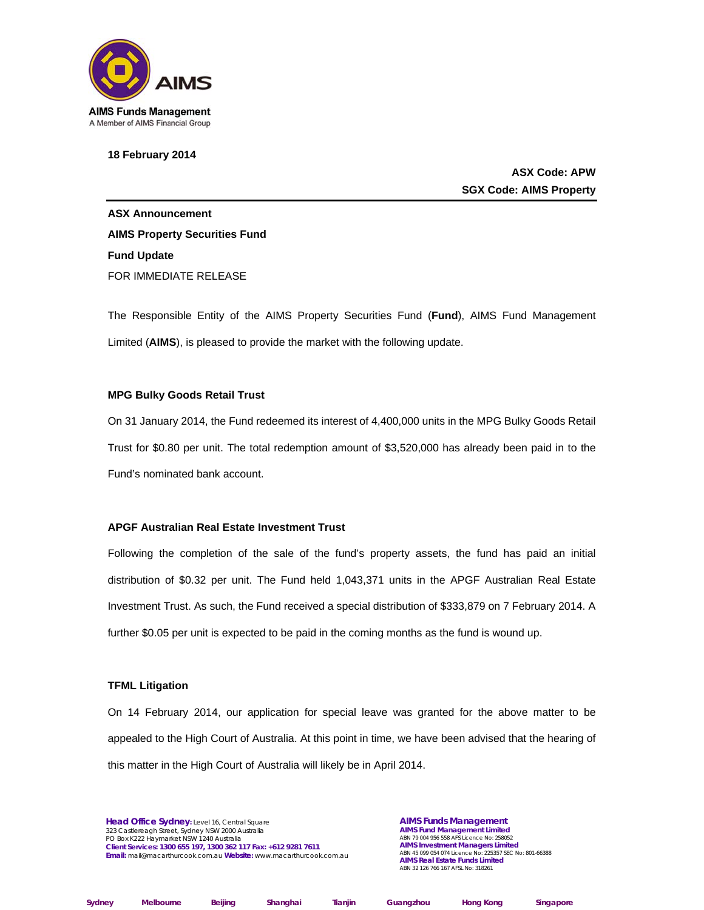AIMS Funds Management
A Member of AIMS Financial Group

**18 February 2014**

**ASX Code: APW**
**SGX Code: AIMS Property**

---

**ASX Announcement**

**AIMS Property Securities Fund**

**Fund Update**

FOR IMMEDIATE RELEASE

The Responsible Entity of the AIMS Property Securities Fund (**Fund**), AIMS Fund Management Limited (**AIMS**), is pleased to provide the market with the following update.

### MPG Bulky Goods Retail Trust

On 31 January 2014, the Fund redeemed its interest of 4,400,000 units in the MPG Bulky Goods Retail Trust for $0.80 per unit. The total redemption amount of $3,520,000 has already been paid in to the Fund's nominated bank account.

### APGF Australian Real Estate Investment Trust

Following the completion of the sale of the fund's property assets, the fund has paid an initial distribution of $0.32 per unit. The Fund held 1,043,371 units in the APGF Australian Real Estate Investment Trust. As such, the Fund received a special distribution of $333,879 on 7 February 2014. A further $0.05 per unit is expected to be paid in the coming months as the fund is wound up.

### TFML Litigation

On 14 February 2014, our application for special leave was granted for the above matter to be appealed to the High Court of Australia. At this point in time, we have been advised that the hearing of this matter in the High Court of Australia will likely be in April 2014.

**Head Office Sydney:** Level 16, Central Square
323 Castlereagh Street, Sydney NSW 2000 Australia
PO Box K222 Haymarket NSW 1240 Australia
**Client Services: 1300 655 197, 1300 362 117 Fax: +612 9281 7611**
**Email:** mail@macarthurcook.com.au **Website:** www.macarthurcook.com.au

**AIMS Funds Management**
**AIMS Fund Management Limited**
ABN 79 004 956 558 AFS Licence No: 258052
**AIMS Investment Managers Limited**
ABN 45 099 054 074 Licence No: 225357 SEC No: 801-66388
**AIMS Real Estate Funds Limited**
ABN 32 126 766 167 AFSL No: 318261

Sydney Melbourne Beijing Shanghai Tianjin Guangzhou Hong Kong Singapore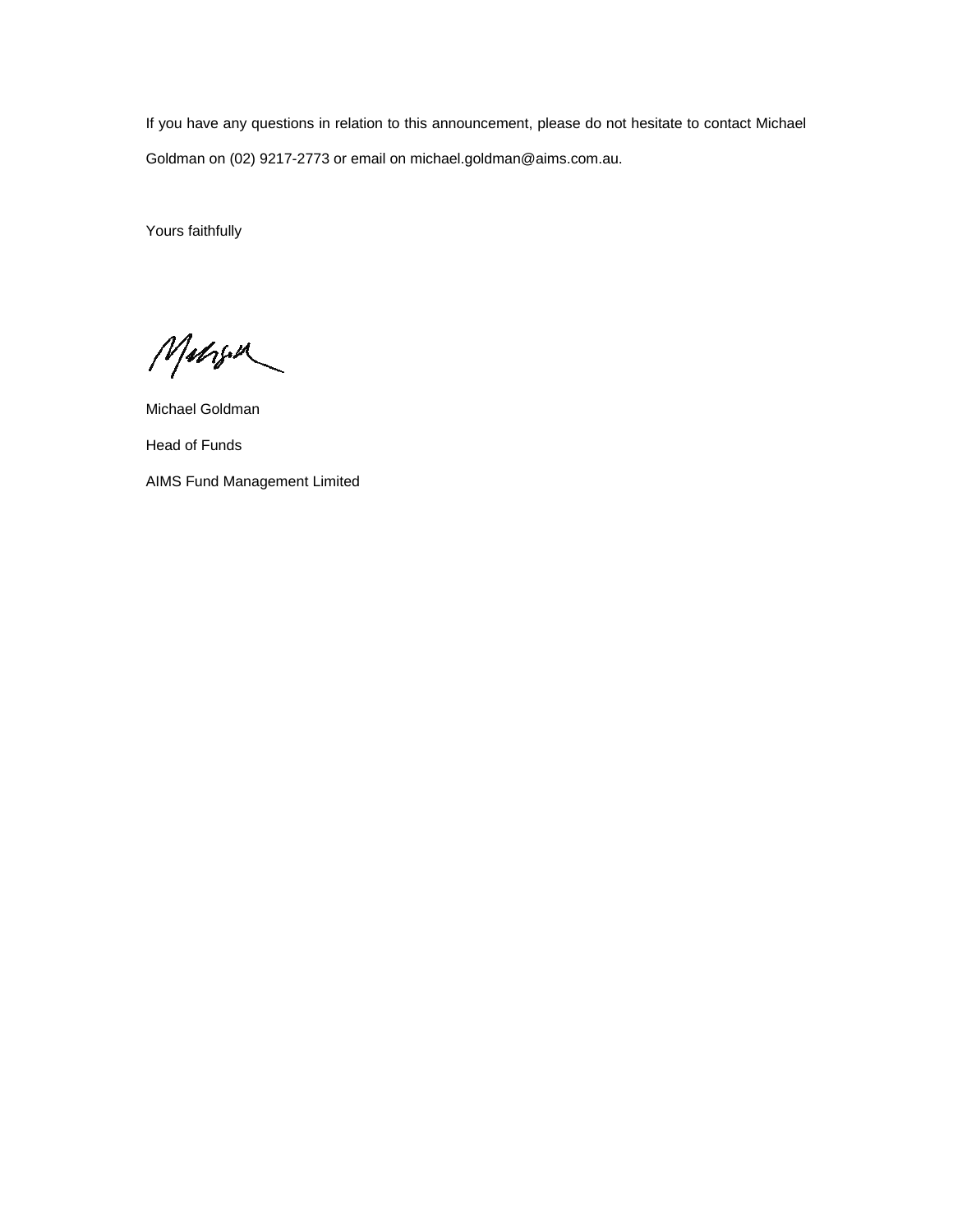If you have any questions in relation to this announcement, please do not hesitate to contact Michael Goldman on (02) 9217-2773 or email on michael.goldman@aims.com.au.

Yours faithfully

Michael Goldman

Head of Funds

AIMS Fund Management Limited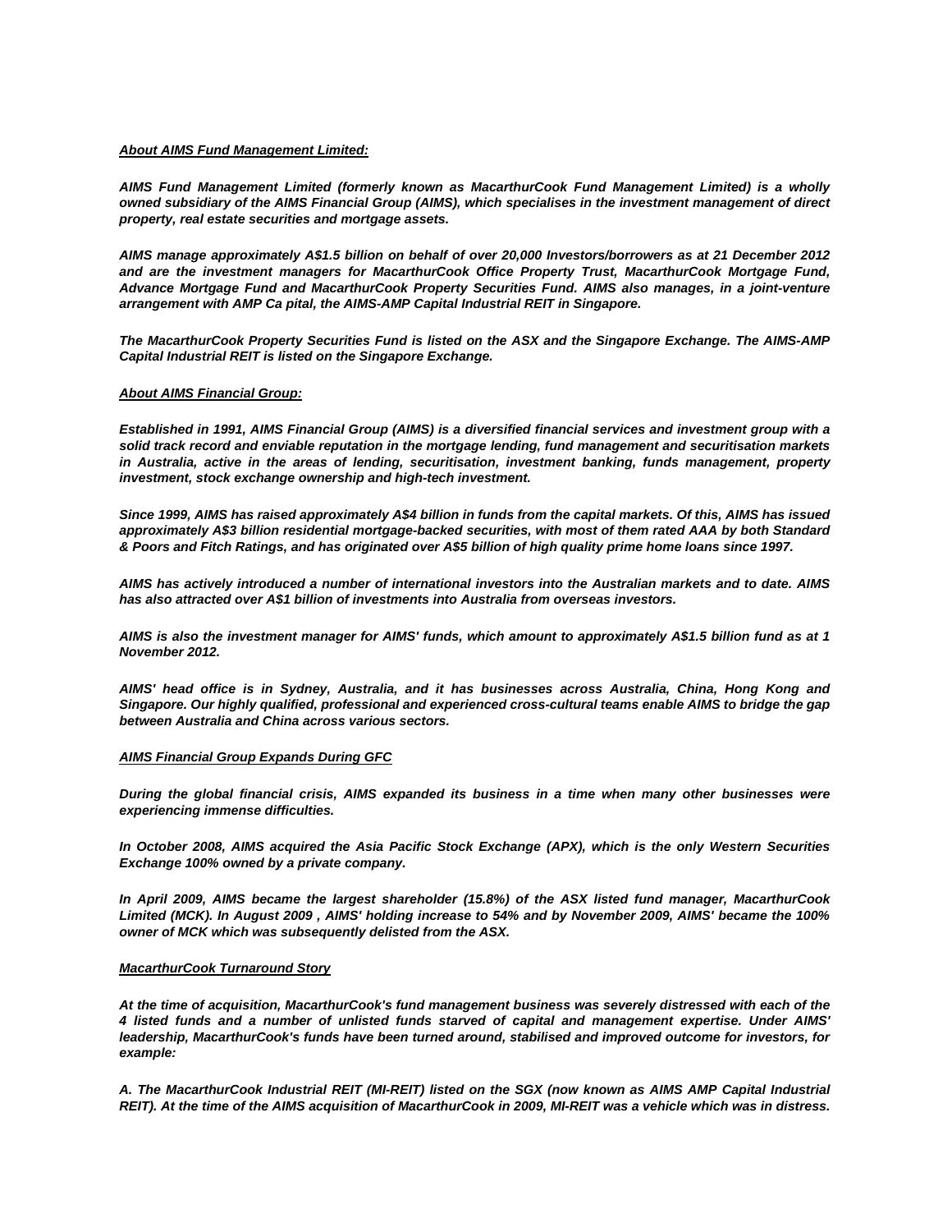***About AIMS Fund Management Limited:***

***AIMS Fund Management Limited (formerly known as MacarthurCook Fund Management Limited) is a wholly owned subsidiary of the AIMS Financial Group (AIMS), which specialises in the investment management of direct property, real estate securities and mortgage assets.***

***AIMS manage approximately A$1.5 billion on behalf of over 20,000 Investors/borrowers as at 21 December 2012 and are the investment managers for MacarthurCook Office Property Trust, MacarthurCook Mortgage Fund, Advance Mortgage Fund and MacarthurCook Property Securities Fund. AIMS also manages, in a joint-venture arrangement with AMP Ca pital, the AIMS-AMP Capital Industrial REIT in Singapore.***

***The MacarthurCook Property Securities Fund is listed on the ASX and the Singapore Exchange. The AIMS-AMP Capital Industrial REIT is listed on the Singapore Exchange.***

***About AIMS Financial Group:***

***Established in 1991, AIMS Financial Group (AIMS) is a diversified financial services and investment group with a solid track record and enviable reputation in the mortgage lending, fund management and securitisation markets in Australia, active in the areas of lending, securitisation, investment banking, funds management, property investment, stock exchange ownership and high-tech investment.***

***Since 1999, AIMS has raised approximately A$4 billion in funds from the capital markets. Of this, AIMS has issued approximately A$3 billion residential mortgage-backed securities, with most of them rated AAA by both Standard & Poors and Fitch Ratings, and has originated over A$5 billion of high quality prime home loans since 1997.***

***AIMS has actively introduced a number of international investors into the Australian markets and to date. AIMS has also attracted over A$1 billion of investments into Australia from overseas investors.***

***AIMS is also the investment manager for AIMS' funds, which amount to approximately A$1.5 billion fund as at 1 November 2012.***

***AIMS' head office is in Sydney, Australia, and it has businesses across Australia, China, Hong Kong and Singapore. Our highly qualified, professional and experienced cross-cultural teams enable AIMS to bridge the gap between Australia and China across various sectors.***

***AIMS Financial Group Expands During GFC***

***During the global financial crisis, AIMS expanded its business in a time when many other businesses were experiencing immense difficulties.***

***In October 2008, AIMS acquired the Asia Pacific Stock Exchange (APX), which is the only Western Securities Exchange 100% owned by a private company.***

***In April 2009, AIMS became the largest shareholder (15.8%) of the ASX listed fund manager, MacarthurCook Limited (MCK). In August 2009 , AIMS' holding increase to 54% and by November 2009, AIMS' became the 100% owner of MCK which was subsequently delisted from the ASX.***

***MacarthurCook Turnaround Story***

***At the time of acquisition, MacarthurCook's fund management business was severely distressed with each of the 4 listed funds and a number of unlisted funds starved of capital and management expertise. Under AIMS' leadership, MacarthurCook's funds have been turned around, stabilised and improved outcome for investors, for example:***

***A. The MacarthurCook Industrial REIT (MI-REIT) listed on the SGX (now known as AIMS AMP Capital Industrial REIT). At the time of the AIMS acquisition of MacarthurCook in 2009, MI-REIT was a vehicle which was in distress.***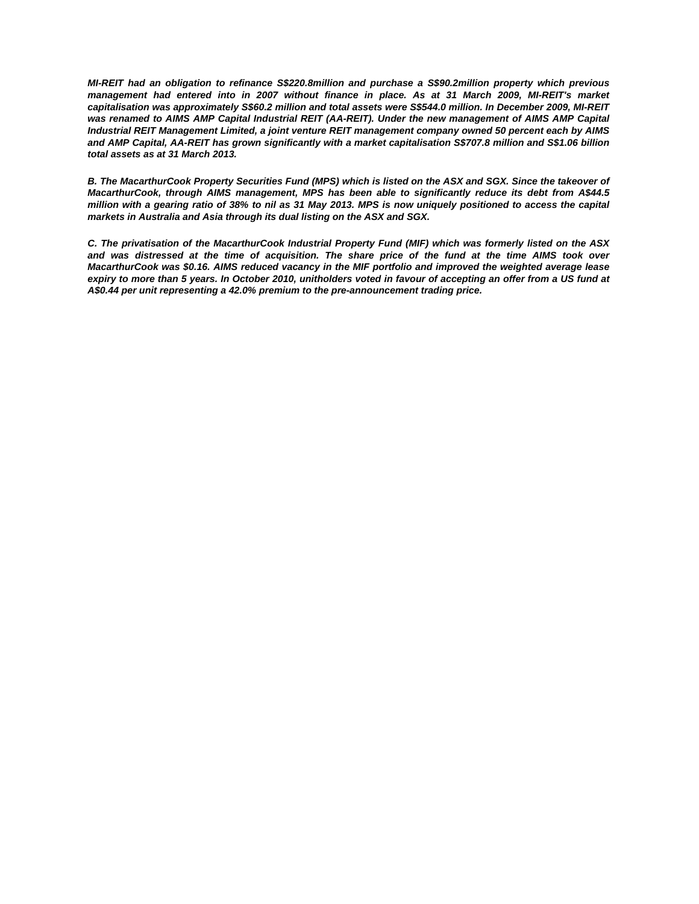***MI-REIT had an obligation to refinance S$220.8million and purchase a S$90.2million property which previous management had entered into in 2007 without finance in place. As at 31 March 2009, MI-REIT's market capitalisation was approximately S$60.2 million and total assets were S$544.0 million. In December 2009, MI-REIT was renamed to AIMS AMP Capital Industrial REIT (AA-REIT). Under the new management of AIMS AMP Capital Industrial REIT Management Limited, a joint venture REIT management company owned 50 percent each by AIMS and AMP Capital, AA-REIT has grown significantly with a market capitalisation S$707.8 million and S$1.06 billion total assets as at 31 March 2013.***

***B. The MacarthurCook Property Securities Fund (MPS) which is listed on the ASX and SGX. Since the takeover of MacarthurCook, through AIMS management, MPS has been able to significantly reduce its debt from A$44.5 million with a gearing ratio of 38% to nil as 31 May 2013. MPS is now uniquely positioned to access the capital markets in Australia and Asia through its dual listing on the ASX and SGX.***

***C. The privatisation of the MacarthurCook Industrial Property Fund (MIF) which was formerly listed on the ASX and was distressed at the time of acquisition. The share price of the fund at the time AIMS took over MacarthurCook was $0.16. AIMS reduced vacancy in the MIF portfolio and improved the weighted average lease expiry to more than 5 years. In October 2010, unitholders voted in favour of accepting an offer from a US fund at A$0.44 per unit representing a 42.0% premium to the pre-announcement trading price.***